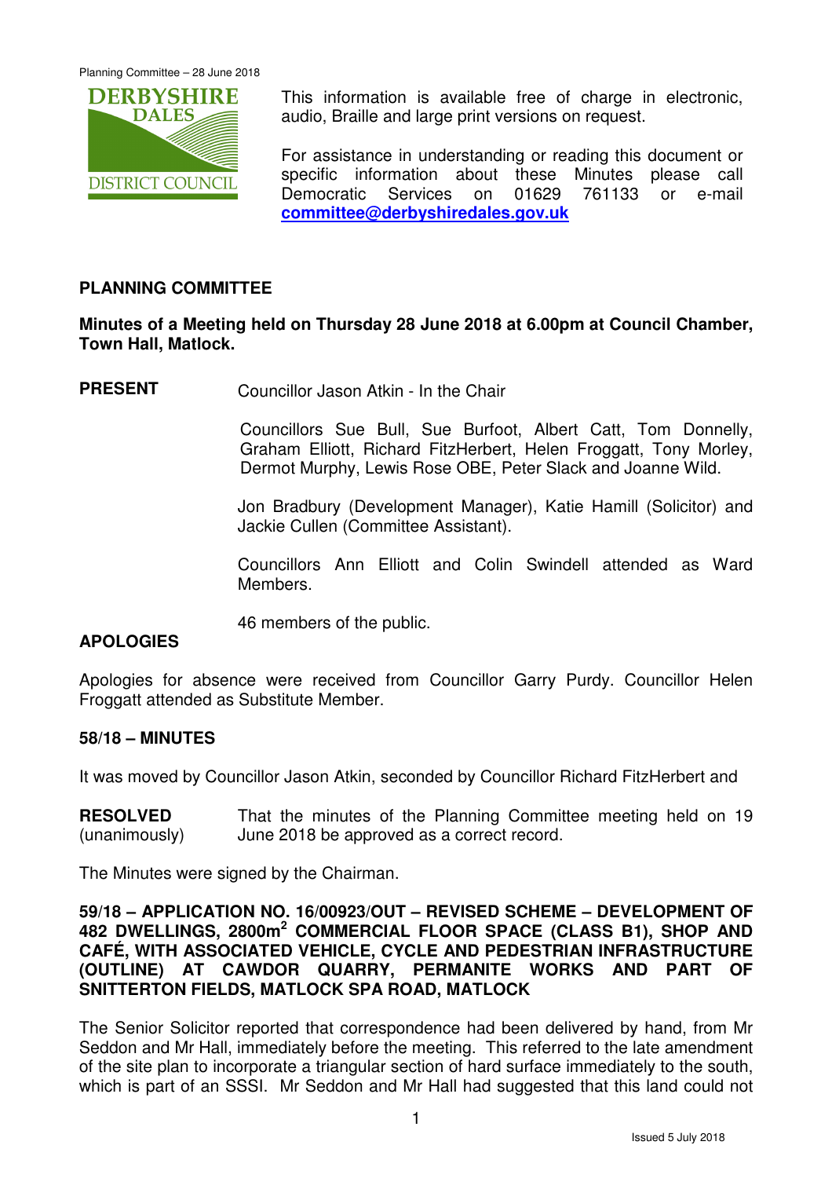This information is available free of charge in electronic, audio, Braille and large print versions on request.

For assistance in understanding or reading this document or specific information about these Minutes please call Democratic Services on 01629 761133 or e-mail **committee@derbyshiredales.gov.uk**

## PLANNING COMMITTEE

**Minutes of a Meeting held on Thursday 28 June 2018 at 6.00pm at Council Chamber, Town Hall, Matlock.**

**PRESENT** Councillor Jason Atkin - In the Chair

Councillors Sue Bull, Sue Burfoot, Albert Catt, Tom Donnelly, Graham Elliott, Richard FitzHerbert, Helen Froggatt, Tony Morley, Dermot Murphy, Lewis Rose OBE, Peter Slack and Joanne Wild.

Jon Bradbury (Development Manager), Katie Hamill (Solicitor) and Jackie Cullen (Committee Assistant).

Councillors Ann Elliott and Colin Swindell attended as Ward Members.

46 members of the public.

**APOLOGIES**

Apologies for absence were received from Councillor Garry Purdy. Councillor Helen Froggatt attended as Substitute Member.

**58/18 – MINUTES**

It was moved by Councillor Jason Atkin, seconded by Councillor Richard FitzHerbert and

**RESOLVED** (unanimously) That the minutes of the Planning Committee meeting held on 19 June 2018 be approved as a correct record.

The Minutes were signed by the Chairman.

**59/18 – APPLICATION NO. 16/00923/OUT – REVISED SCHEME – DEVELOPMENT OF 482 DWELLINGS, 2800m$^2$ COMMERCIAL FLOOR SPACE (CLASS B1), SHOP AND CAFÉ, WITH ASSOCIATED VEHICLE, CYCLE AND PEDESTRIAN INFRASTRUCTURE (OUTLINE) AT CAWDOR QUARRY, PERMANITE WORKS AND PART OF SNITTERTON FIELDS, MATLOCK SPA ROAD, MATLOCK**

The Senior Solicitor reported that correspondence had been delivered by hand, from Mr Seddon and Mr Hall, immediately before the meeting. This referred to the late amendment of the site plan to incorporate a triangular section of hard surface immediately to the south, which is part of an SSSI. Mr Seddon and Mr Hall had suggested that this land could not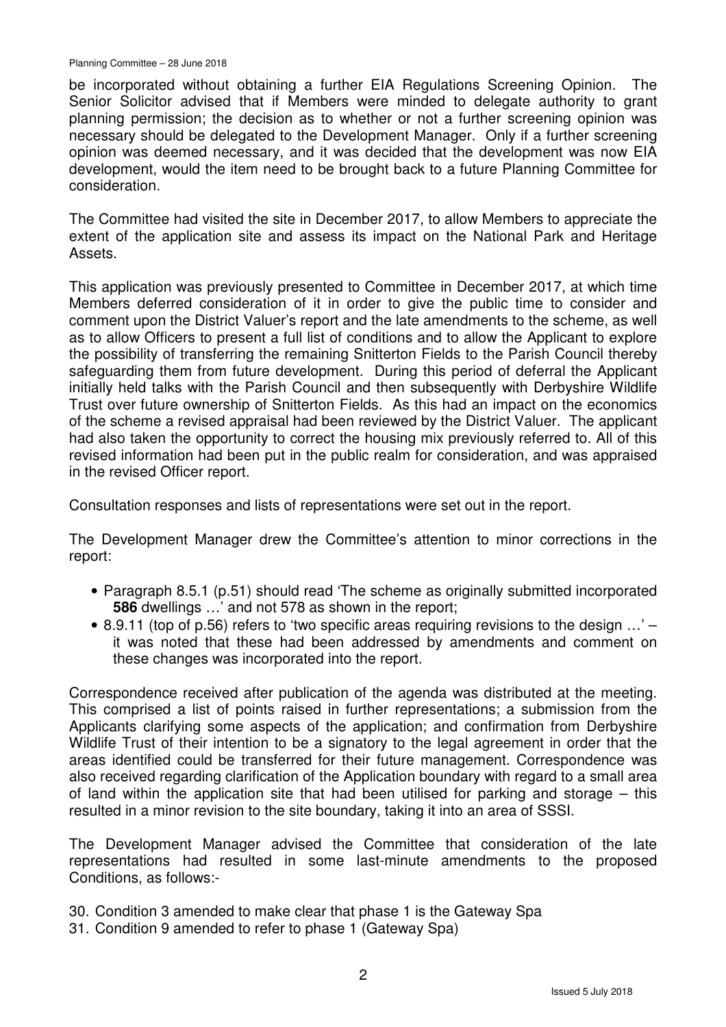be incorporated without obtaining a further EIA Regulations Screening Opinion. The Senior Solicitor advised that if Members were minded to delegate authority to grant planning permission; the decision as to whether or not a further screening opinion was necessary should be delegated to the Development Manager. Only if a further screening opinion was deemed necessary, and it was decided that the development was now EIA development, would the item need to be brought back to a future Planning Committee for consideration.

The Committee had visited the site in December 2017, to allow Members to appreciate the extent of the application site and assess its impact on the National Park and Heritage Assets.

This application was previously presented to Committee in December 2017, at which time Members deferred consideration of it in order to give the public time to consider and comment upon the District Valuer's report and the late amendments to the scheme, as well as to allow Officers to present a full list of conditions and to allow the Applicant to explore the possibility of transferring the remaining Snitterton Fields to the Parish Council thereby safeguarding them from future development. During this period of deferral the Applicant initially held talks with the Parish Council and then subsequently with Derbyshire Wildlife Trust over future ownership of Snitterton Fields. As this had an impact on the economics of the scheme a revised appraisal had been reviewed by the District Valuer. The applicant had also taken the opportunity to correct the housing mix previously referred to. All of this revised information had been put in the public realm for consideration, and was appraised in the revised Officer report.

Consultation responses and lists of representations were set out in the report.

The Development Manager drew the Committee's attention to minor corrections in the report:

- Paragraph 8.5.1 (p.51) should read 'The scheme as originally submitted incorporated **586** dwellings …' and not 578 as shown in the report;
- 8.9.11 (top of p.56) refers to 'two specific areas requiring revisions to the design …' – it was noted that these had been addressed by amendments and comment on these changes was incorporated into the report.

Correspondence received after publication of the agenda was distributed at the meeting. This comprised a list of points raised in further representations; a submission from the Applicants clarifying some aspects of the application; and confirmation from Derbyshire Wildlife Trust of their intention to be a signatory to the legal agreement in order that the areas identified could be transferred for their future management. Correspondence was also received regarding clarification of the Application boundary with regard to a small area of land within the application site that had been utilised for parking and storage – this resulted in a minor revision to the site boundary, taking it into an area of SSSI.

The Development Manager advised the Committee that consideration of the late representations had resulted in some last-minute amendments to the proposed Conditions, as follows:-

30. Condition 3 amended to make clear that phase 1 is the Gateway Spa
31. Condition 9 amended to refer to phase 1 (Gateway Spa)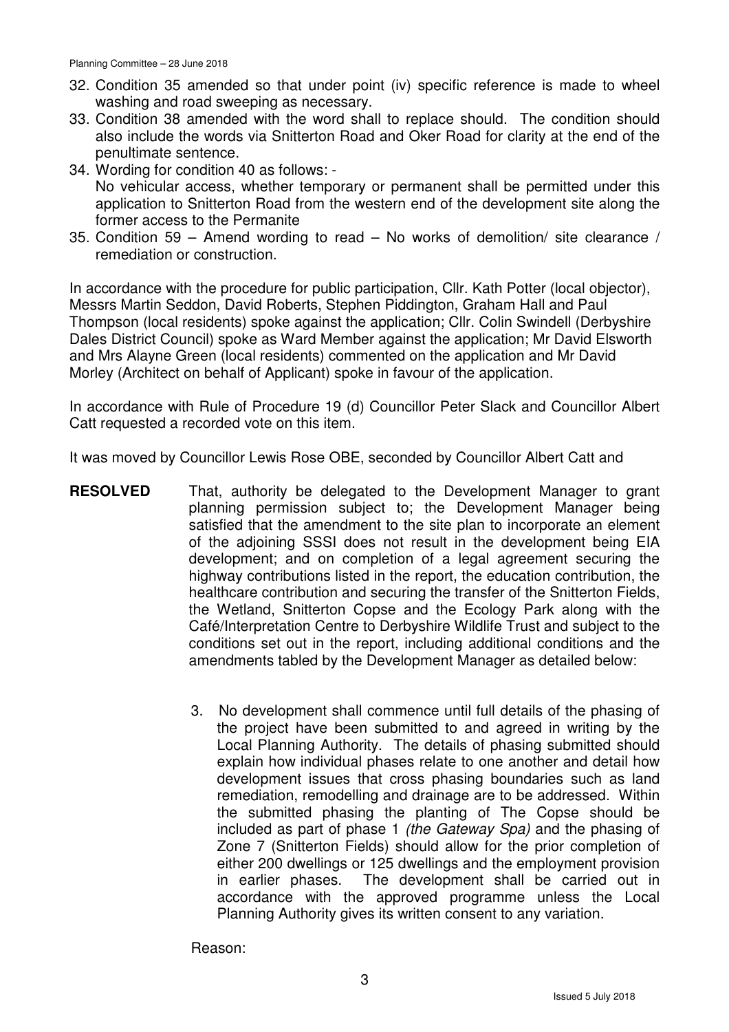32. Condition 35 amended so that under point (iv) specific reference is made to wheel washing and road sweeping as necessary.
33. Condition 38 amended with the word shall to replace should. The condition should also include the words via Snitterton Road and Oker Road for clarity at the end of the penultimate sentence.
34. Wording for condition 40 as follows: -
    No vehicular access, whether temporary or permanent shall be permitted under this application to Snitterton Road from the western end of the development site along the former access to the Permanite
35. Condition 59 – Amend wording to read – No works of demolition/ site clearance / remediation or construction.

In accordance with the procedure for public participation, Cllr. Kath Potter (local objector), Messrs Martin Seddon, David Roberts, Stephen Piddington, Graham Hall and Paul Thompson (local residents) spoke against the application; Cllr. Colin Swindell (Derbyshire Dales District Council) spoke as Ward Member against the application; Mr David Elsworth and Mrs Alayne Green (local residents) commented on the application and Mr David Morley (Architect on behalf of Applicant) spoke in favour of the application.

In accordance with Rule of Procedure 19 (d) Councillor Peter Slack and Councillor Albert Catt requested a recorded vote on this item.

It was moved by Councillor Lewis Rose OBE, seconded by Councillor Albert Catt and

**RESOLVED** That, authority be delegated to the Development Manager to grant planning permission subject to; the Development Manager being satisfied that the amendment to the site plan to incorporate an element of the adjoining SSSI does not result in the development being EIA development; and on completion of a legal agreement securing the highway contributions listed in the report, the education contribution, the healthcare contribution and securing the transfer of the Snitterton Fields, the Wetland, Snitterton Copse and the Ecology Park along with the Café/Interpretation Centre to Derbyshire Wildlife Trust and subject to the conditions set out in the report, including additional conditions and the amendments tabled by the Development Manager as detailed below:

3. No development shall commence until full details of the phasing of the project have been submitted to and agreed in writing by the Local Planning Authority. The details of phasing submitted should explain how individual phases relate to one another and detail how development issues that cross phasing boundaries such as land remediation, remodelling and drainage are to be addressed. Within the submitted phasing the planting of The Copse should be included as part of phase 1 *(the Gateway Spa)* and the phasing of Zone 7 (Snitterton Fields) should allow for the prior completion of either 200 dwellings or 125 dwellings and the employment provision in earlier phases. The development shall be carried out in accordance with the approved programme unless the Local Planning Authority gives its written consent to any variation.

Reason: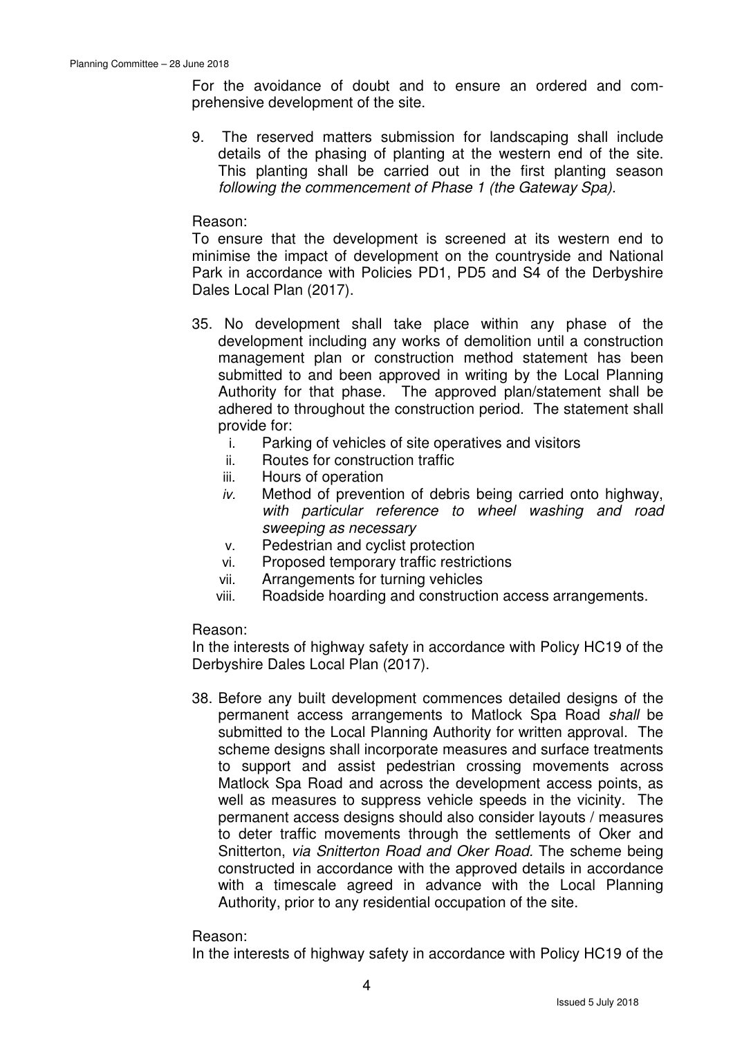For the avoidance of doubt and to ensure an ordered and comprehensive development of the site.

9. The reserved matters submission for landscaping shall include details of the phasing of planting at the western end of the site. This planting shall be carried out in the first planting season *following the commencement of Phase 1 (the Gateway Spa).*

Reason:
To ensure that the development is screened at its western end to minimise the impact of development on the countryside and National Park in accordance with Policies PD1, PD5 and S4 of the Derbyshire Dales Local Plan (2017).

35. No development shall take place within any phase of the development including any works of demolition until a construction management plan or construction method statement has been submitted to and been approved in writing by the Local Planning Authority for that phase. The approved plan/statement shall be adhered to throughout the construction period. The statement shall provide for:
    i. Parking of vehicles of site operatives and visitors
    ii. Routes for construction traffic
    iii. Hours of operation
    *iv.* Method of prevention of debris being carried onto highway, *with particular reference to wheel washing and road sweeping as necessary*
    v. Pedestrian and cyclist protection
    vi. Proposed temporary traffic restrictions
    vii. Arrangements for turning vehicles
    viii. Roadside hoarding and construction access arrangements.

Reason:
In the interests of highway safety in accordance with Policy HC19 of the Derbyshire Dales Local Plan (2017).

38. Before any built development commences detailed designs of the permanent access arrangements to Matlock Spa Road *shall* be submitted to the Local Planning Authority for written approval. The scheme designs shall incorporate measures and surface treatments to support and assist pedestrian crossing movements across Matlock Spa Road and across the development access points, as well as measures to suppress vehicle speeds in the vicinity. The permanent access designs should also consider layouts / measures to deter traffic movements through the settlements of Oker and Snitterton, *via Snitterton Road and Oker Road.* The scheme being constructed in accordance with the approved details in accordance with a timescale agreed in advance with the Local Planning Authority, prior to any residential occupation of the site.

Reason:
In the interests of highway safety in accordance with Policy HC19 of the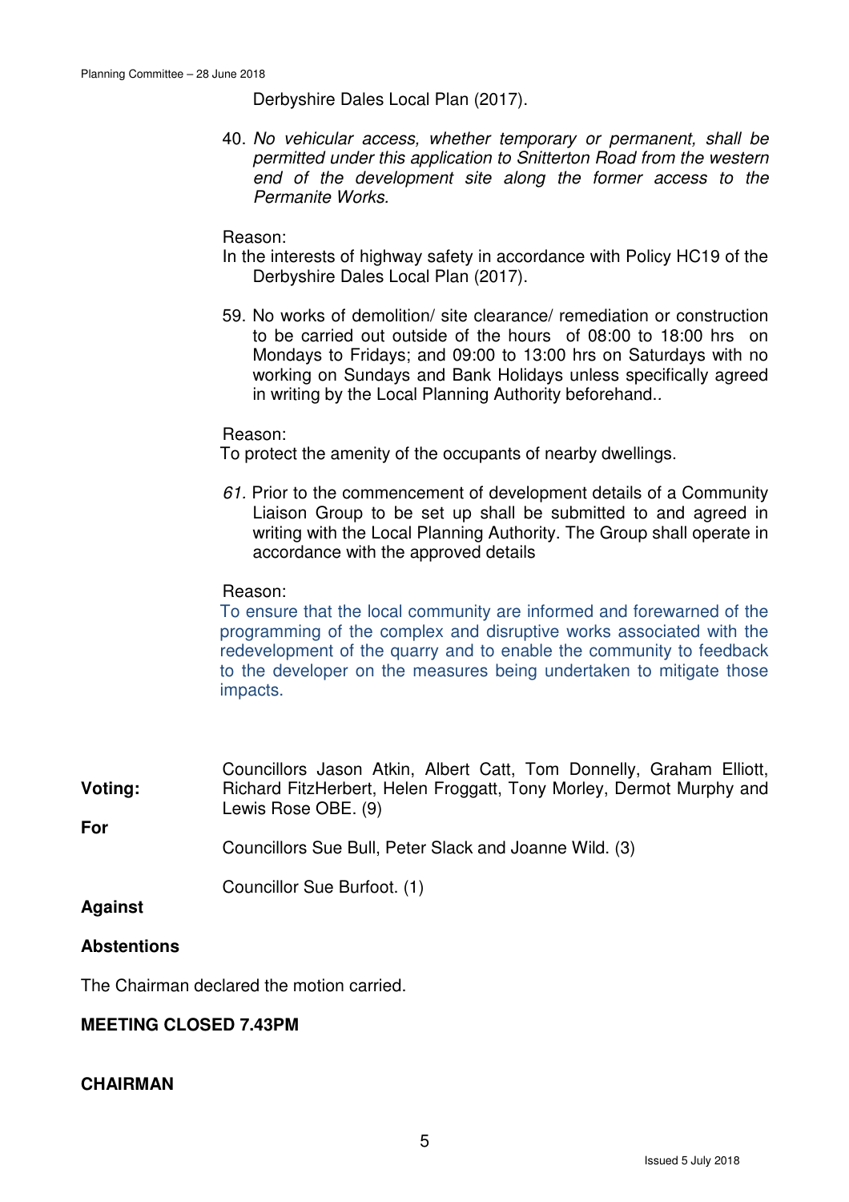Derbyshire Dales Local Plan (2017).

40. *No vehicular access, whether temporary or permanent, shall be permitted under this application to Snitterton Road from the western end of the development site along the former access to the Permanite Works.*

Reason:
In the interests of highway safety in accordance with Policy HC19 of the Derbyshire Dales Local Plan (2017).

59. No works of demolition/ site clearance/ remediation or construction to be carried out outside of the hours of 08:00 to 18:00 hrs on Mondays to Fridays; and 09:00 to 13:00 hrs on Saturdays with no working on Sundays and Bank Holidays unless specifically agreed in writing by the Local Planning Authority beforehand..

Reason:
To protect the amenity of the occupants of nearby dwellings.

*61.* Prior to the commencement of development details of a Community Liaison Group to be set up shall be submitted to and agreed in writing with the Local Planning Authority. The Group shall operate in accordance with the approved details

Reason:
To ensure that the local community are informed and forewarned of the programming of the complex and disruptive works associated with the redevelopment of the quarry and to enable the community to feedback to the developer on the measures being undertaken to mitigate those impacts.

**Voting:**

**For**
Councillors Jason Atkin, Albert Catt, Tom Donnelly, Graham Elliott, Richard FitzHerbert, Helen Froggatt, Tony Morley, Dermot Murphy and Lewis Rose OBE. (9)

**Against**
Councillors Sue Bull, Peter Slack and Joanne Wild. (3)

**Abstentions**
Councillor Sue Burfoot. (1)

The Chairman declared the motion carried.

**MEETING CLOSED 7.43PM**

**CHAIRMAN**